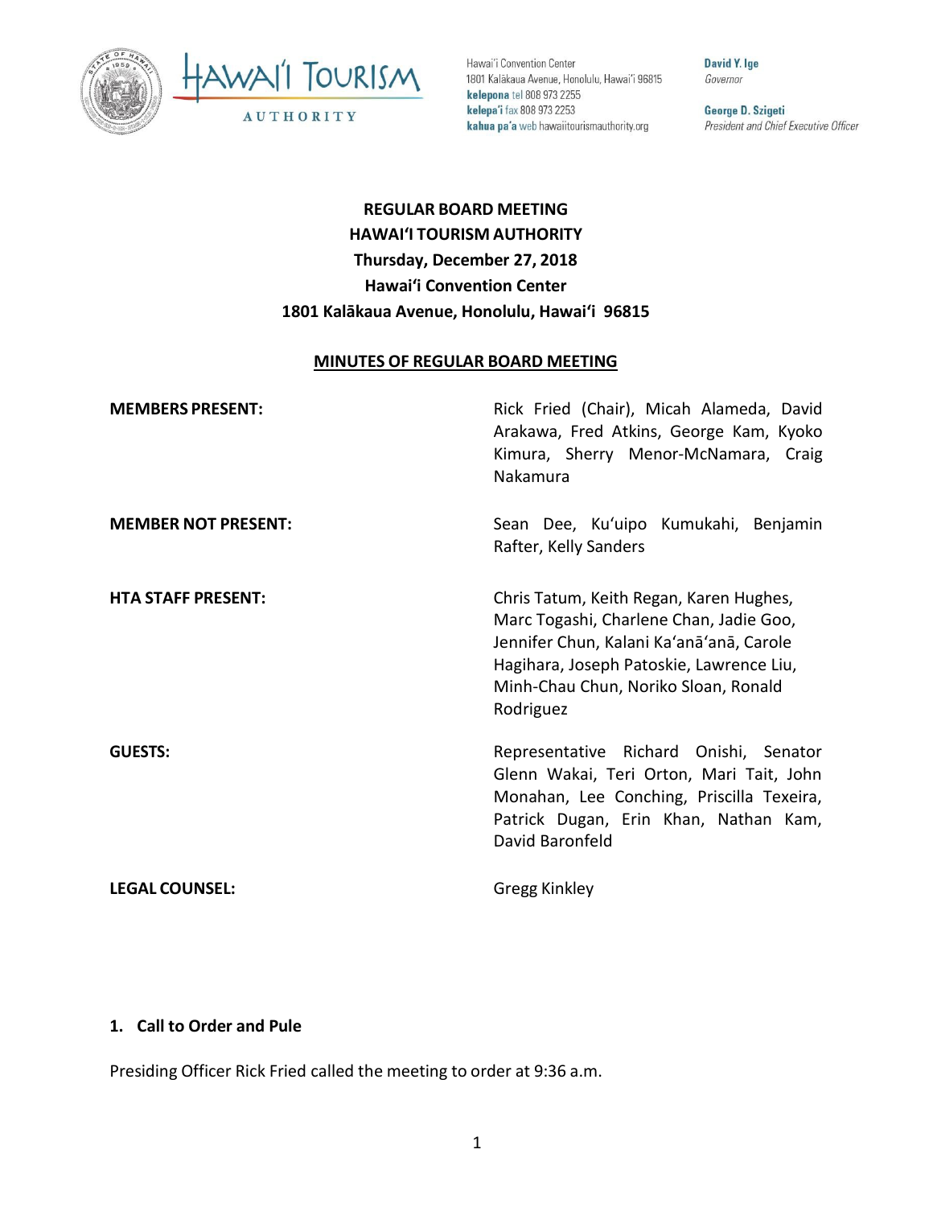Hawai'i Convention Center
1801 Kalākaua Avenue, Honolulu, Hawai'i 96815
**kelepona** tel 808 973 2255
**kelepa'i** fax 808 973 2253
**kahua pa'a** web hawaiitourismauthority.org

**David Y. Ige**
*Governor*

**George D. Szigeti**
*President and Chief Executive Officer*

# REGULAR BOARD MEETING
# HAWAIʻI TOURISM AUTHORITY
## Thursday, December 27, 2018
## Hawaiʻi Convention Center
## 1801 Kalākaua Avenue, Honolulu, Hawaiʻi 96815

**MINUTES OF REGULAR BOARD MEETING**

| | |
|---|---|
| **MEMBERS PRESENT:** | Rick Fried (Chair), Micah Alameda, David Arakawa, Fred Atkins, George Kam, Kyoko Kimura, Sherry Menor-McNamara, Craig Nakamura |
| **MEMBER NOT PRESENT:** | Sean Dee, Kuʻuipo Kumukahi, Benjamin Rafter, Kelly Sanders |
| **HTA STAFF PRESENT:** | Chris Tatum, Keith Regan, Karen Hughes, Marc Togashi, Charlene Chan, Jadie Goo, Jennifer Chun, Kalani Kaʻanāʻanā, Carole Hagihara, Joseph Patoskie, Lawrence Liu, Minh-Chau Chun, Noriko Sloan, Ronald Rodriguez |
| **GUESTS:** | Representative Richard Onishi, Senator Glenn Wakai, Teri Orton, Mari Tait, John Monahan, Lee Conching, Priscilla Texeira, Patrick Dugan, Erin Khan, Nathan Kam, David Baronfeld |
| **LEGAL COUNSEL:** | Gregg Kinkley |

### 1. Call to Order and Pule

Presiding Officer Rick Fried called the meeting to order at 9:36 a.m.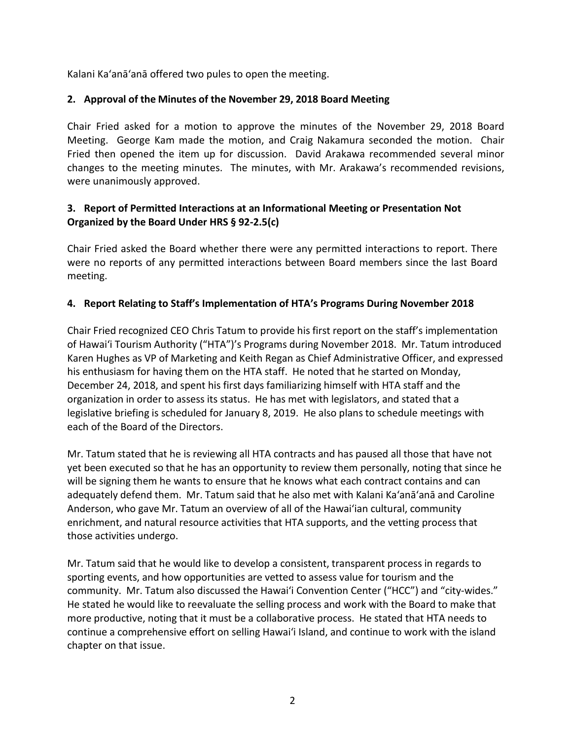Kalani Kaʻanāʻanā offered two pules to open the meeting.

## 2. Approval of the Minutes of the November 29, 2018 Board Meeting

Chair Fried asked for a motion to approve the minutes of the November 29, 2018 Board Meeting. George Kam made the motion, and Craig Nakamura seconded the motion. Chair Fried then opened the item up for discussion. David Arakawa recommended several minor changes to the meeting minutes. The minutes, with Mr. Arakawa's recommended revisions, were unanimously approved.

## 3. Report of Permitted Interactions at an Informational Meeting or Presentation Not Organized by the Board Under HRS § 92-2.5(c)

Chair Fried asked the Board whether there were any permitted interactions to report. There were no reports of any permitted interactions between Board members since the last Board meeting.

## 4. Report Relating to Staff's Implementation of HTA's Programs During November 2018

Chair Fried recognized CEO Chris Tatum to provide his first report on the staff's implementation of Hawaiʻi Tourism Authority ("HTA")'s Programs during November 2018. Mr. Tatum introduced Karen Hughes as VP of Marketing and Keith Regan as Chief Administrative Officer, and expressed his enthusiasm for having them on the HTA staff. He noted that he started on Monday, December 24, 2018, and spent his first days familiarizing himself with HTA staff and the organization in order to assess its status. He has met with legislators, and stated that a legislative briefing is scheduled for January 8, 2019. He also plans to schedule meetings with each of the Board of the Directors.

Mr. Tatum stated that he is reviewing all HTA contracts and has paused all those that have not yet been executed so that he has an opportunity to review them personally, noting that since he will be signing them he wants to ensure that he knows what each contract contains and can adequately defend them. Mr. Tatum said that he also met with Kalani Kaʻanāʻanā and Caroline Anderson, who gave Mr. Tatum an overview of all of the Hawaiʻian cultural, community enrichment, and natural resource activities that HTA supports, and the vetting process that those activities undergo.

Mr. Tatum said that he would like to develop a consistent, transparent process in regards to sporting events, and how opportunities are vetted to assess value for tourism and the community. Mr. Tatum also discussed the Hawaiʻi Convention Center ("HCC") and "city-wides." He stated he would like to reevaluate the selling process and work with the Board to make that more productive, noting that it must be a collaborative process. He stated that HTA needs to continue a comprehensive effort on selling Hawaiʻi Island, and continue to work with the island chapter on that issue.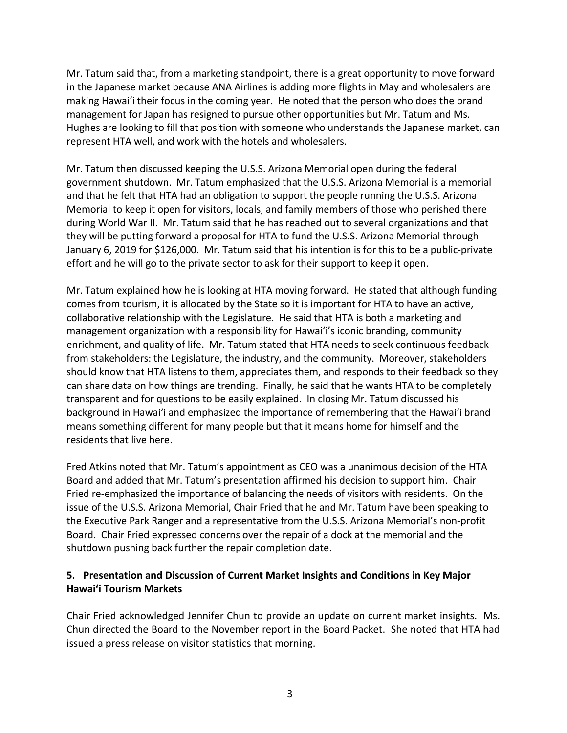Mr. Tatum said that, from a marketing standpoint, there is a great opportunity to move forward in the Japanese market because ANA Airlines is adding more flights in May and wholesalers are making Hawaiʻi their focus in the coming year. He noted that the person who does the brand management for Japan has resigned to pursue other opportunities but Mr. Tatum and Ms. Hughes are looking to fill that position with someone who understands the Japanese market, can represent HTA well, and work with the hotels and wholesalers.

Mr. Tatum then discussed keeping the U.S.S. Arizona Memorial open during the federal government shutdown. Mr. Tatum emphasized that the U.S.S. Arizona Memorial is a memorial and that he felt that HTA had an obligation to support the people running the U.S.S. Arizona Memorial to keep it open for visitors, locals, and family members of those who perished there during World War II. Mr. Tatum said that he has reached out to several organizations and that they will be putting forward a proposal for HTA to fund the U.S.S. Arizona Memorial through January 6, 2019 for $126,000. Mr. Tatum said that his intention is for this to be a public-private effort and he will go to the private sector to ask for their support to keep it open.

Mr. Tatum explained how he is looking at HTA moving forward. He stated that although funding comes from tourism, it is allocated by the State so it is important for HTA to have an active, collaborative relationship with the Legislature. He said that HTA is both a marketing and management organization with a responsibility for Hawaiʻi's iconic branding, community enrichment, and quality of life. Mr. Tatum stated that HTA needs to seek continuous feedback from stakeholders: the Legislature, the industry, and the community. Moreover, stakeholders should know that HTA listens to them, appreciates them, and responds to their feedback so they can share data on how things are trending. Finally, he said that he wants HTA to be completely transparent and for questions to be easily explained. In closing Mr. Tatum discussed his background in Hawaiʻi and emphasized the importance of remembering that the Hawaiʻi brand means something different for many people but that it means home for himself and the residents that live here.

Fred Atkins noted that Mr. Tatum's appointment as CEO was a unanimous decision of the HTA Board and added that Mr. Tatum's presentation affirmed his decision to support him. Chair Fried re-emphasized the importance of balancing the needs of visitors with residents. On the issue of the U.S.S. Arizona Memorial, Chair Fried that he and Mr. Tatum have been speaking to the Executive Park Ranger and a representative from the U.S.S. Arizona Memorial's non-profit Board. Chair Fried expressed concerns over the repair of a dock at the memorial and the shutdown pushing back further the repair completion date.

## 5. Presentation and Discussion of Current Market Insights and Conditions in Key Major Hawaiʻi Tourism Markets

Chair Fried acknowledged Jennifer Chun to provide an update on current market insights. Ms. Chun directed the Board to the November report in the Board Packet. She noted that HTA had issued a press release on visitor statistics that morning.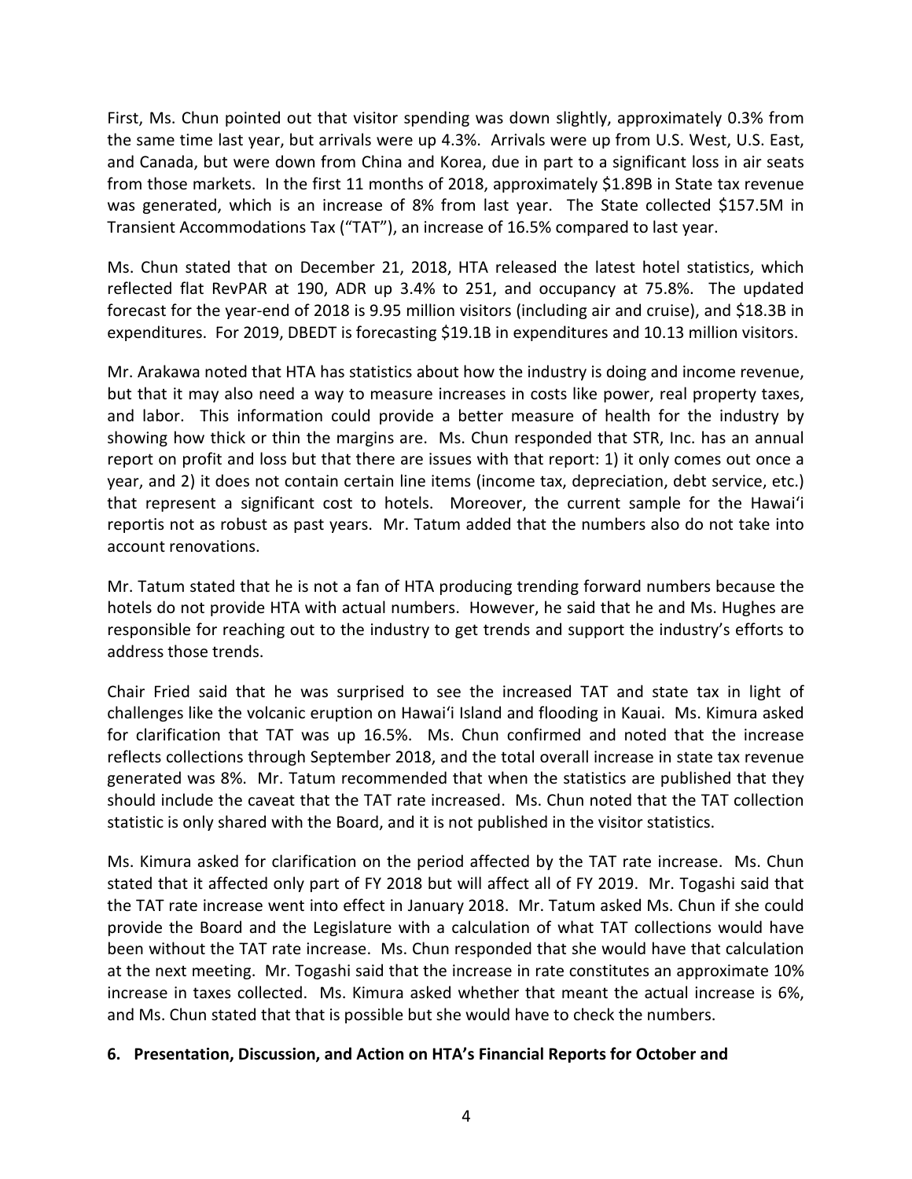First, Ms. Chun pointed out that visitor spending was down slightly, approximately 0.3% from the same time last year, but arrivals were up 4.3%. Arrivals were up from U.S. West, U.S. East, and Canada, but were down from China and Korea, due in part to a significant loss in air seats from those markets. In the first 11 months of 2018, approximately $1.89B in State tax revenue was generated, which is an increase of 8% from last year. The State collected $157.5M in Transient Accommodations Tax ("TAT"), an increase of 16.5% compared to last year.

Ms. Chun stated that on December 21, 2018, HTA released the latest hotel statistics, which reflected flat RevPAR at 190, ADR up 3.4% to 251, and occupancy at 75.8%. The updated forecast for the year-end of 2018 is 9.95 million visitors (including air and cruise), and $18.3B in expenditures. For 2019, DBEDT is forecasting $19.1B in expenditures and 10.13 million visitors.

Mr. Arakawa noted that HTA has statistics about how the industry is doing and income revenue, but that it may also need a way to measure increases in costs like power, real property taxes, and labor. This information could provide a better measure of health for the industry by showing how thick or thin the margins are. Ms. Chun responded that STR, Inc. has an annual report on profit and loss but that there are issues with that report: 1) it only comes out once a year, and 2) it does not contain certain line items (income tax, depreciation, debt service, etc.) that represent a significant cost to hotels. Moreover, the current sample for the Hawaiʻi reportis not as robust as past years. Mr. Tatum added that the numbers also do not take into account renovations.

Mr. Tatum stated that he is not a fan of HTA producing trending forward numbers because the hotels do not provide HTA with actual numbers. However, he said that he and Ms. Hughes are responsible for reaching out to the industry to get trends and support the industry's efforts to address those trends.

Chair Fried said that he was surprised to see the increased TAT and state tax in light of challenges like the volcanic eruption on Hawaiʻi Island and flooding in Kauai. Ms. Kimura asked for clarification that TAT was up 16.5%. Ms. Chun confirmed and noted that the increase reflects collections through September 2018, and the total overall increase in state tax revenue generated was 8%. Mr. Tatum recommended that when the statistics are published that they should include the caveat that the TAT rate increased. Ms. Chun noted that the TAT collection statistic is only shared with the Board, and it is not published in the visitor statistics.

Ms. Kimura asked for clarification on the period affected by the TAT rate increase. Ms. Chun stated that it affected only part of FY 2018 but will affect all of FY 2019. Mr. Togashi said that the TAT rate increase went into effect in January 2018. Mr. Tatum asked Ms. Chun if she could provide the Board and the Legislature with a calculation of what TAT collections would have been without the TAT rate increase. Ms. Chun responded that she would have that calculation at the next meeting. Mr. Togashi said that the increase in rate constitutes an approximate 10% increase in taxes collected. Ms. Kimura asked whether that meant the actual increase is 6%, and Ms. Chun stated that that is possible but she would have to check the numbers.

**6. Presentation, Discussion, and Action on HTA's Financial Reports for October and**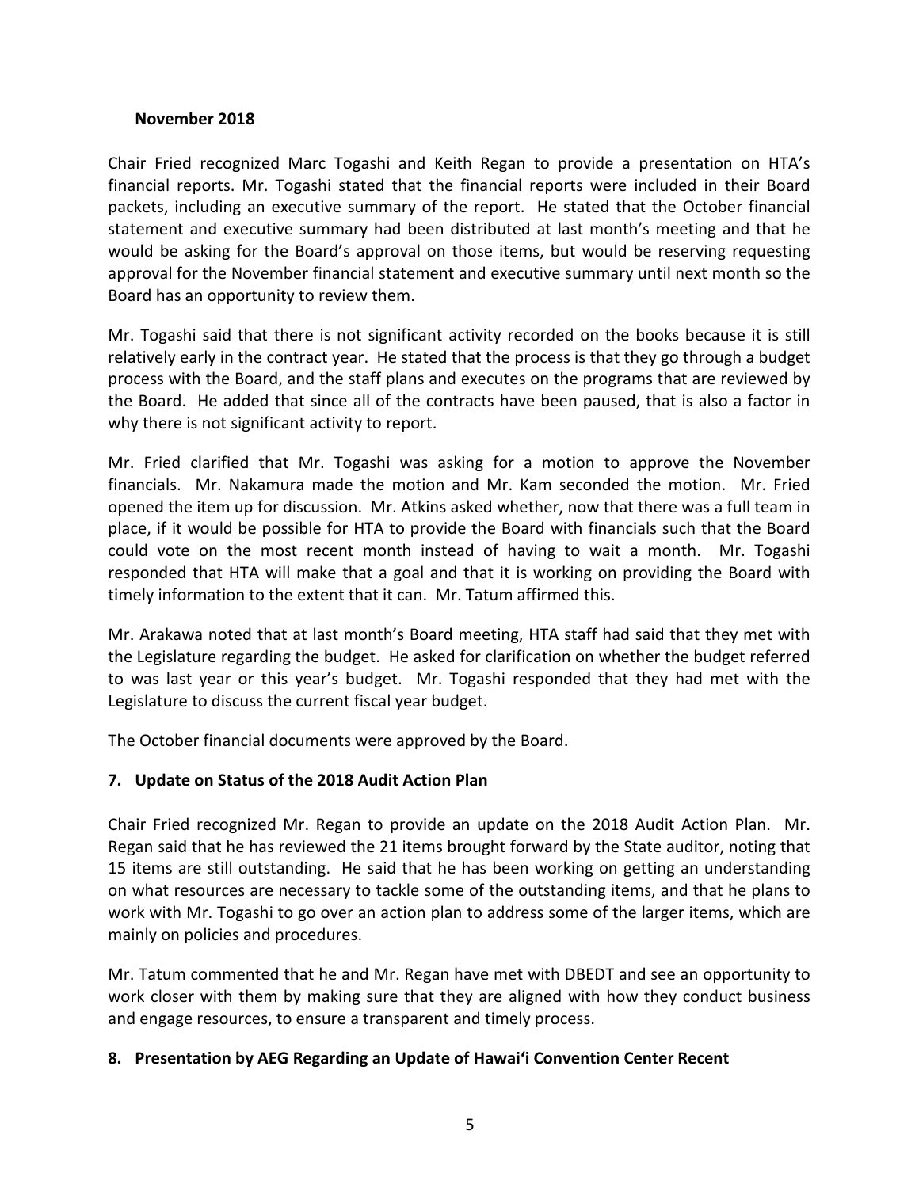**November 2018**

Chair Fried recognized Marc Togashi and Keith Regan to provide a presentation on HTA's financial reports. Mr. Togashi stated that the financial reports were included in their Board packets, including an executive summary of the report. He stated that the October financial statement and executive summary had been distributed at last month's meeting and that he would be asking for the Board's approval on those items, but would be reserving requesting approval for the November financial statement and executive summary until next month so the Board has an opportunity to review them.

Mr. Togashi said that there is not significant activity recorded on the books because it is still relatively early in the contract year. He stated that the process is that they go through a budget process with the Board, and the staff plans and executes on the programs that are reviewed by the Board. He added that since all of the contracts have been paused, that is also a factor in why there is not significant activity to report.

Mr. Fried clarified that Mr. Togashi was asking for a motion to approve the November financials. Mr. Nakamura made the motion and Mr. Kam seconded the motion. Mr. Fried opened the item up for discussion. Mr. Atkins asked whether, now that there was a full team in place, if it would be possible for HTA to provide the Board with financials such that the Board could vote on the most recent month instead of having to wait a month. Mr. Togashi responded that HTA will make that a goal and that it is working on providing the Board with timely information to the extent that it can. Mr. Tatum affirmed this.

Mr. Arakawa noted that at last month's Board meeting, HTA staff had said that they met with the Legislature regarding the budget. He asked for clarification on whether the budget referred to was last year or this year's budget. Mr. Togashi responded that they had met with the Legislature to discuss the current fiscal year budget.

The October financial documents were approved by the Board.

**7. Update on Status of the 2018 Audit Action Plan**

Chair Fried recognized Mr. Regan to provide an update on the 2018 Audit Action Plan. Mr. Regan said that he has reviewed the 21 items brought forward by the State auditor, noting that 15 items are still outstanding. He said that he has been working on getting an understanding on what resources are necessary to tackle some of the outstanding items, and that he plans to work with Mr. Togashi to go over an action plan to address some of the larger items, which are mainly on policies and procedures.

Mr. Tatum commented that he and Mr. Regan have met with DBEDT and see an opportunity to work closer with them by making sure that they are aligned with how they conduct business and engage resources, to ensure a transparent and timely process.

**8. Presentation by AEG Regarding an Update of Hawai'i Convention Center Recent**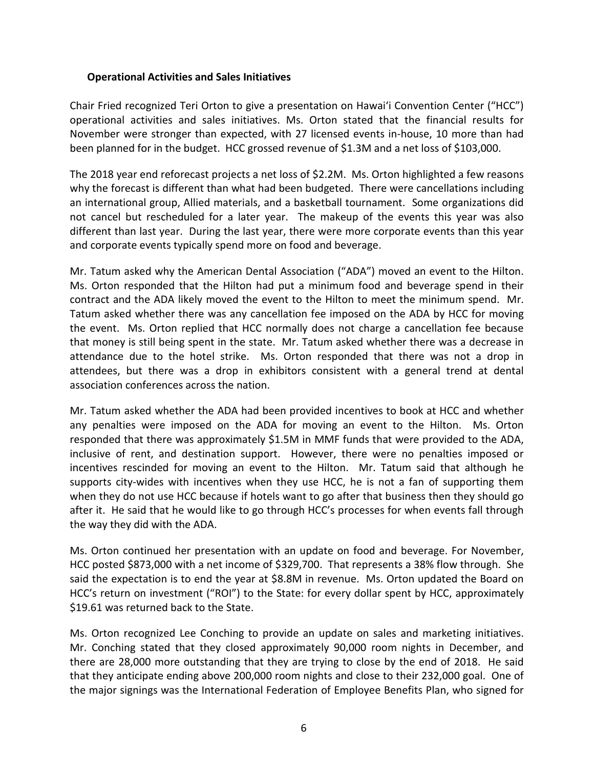### Operational Activities and Sales Initiatives

Chair Fried recognized Teri Orton to give a presentation on Hawaiʻi Convention Center ("HCC") operational activities and sales initiatives. Ms. Orton stated that the financial results for November were stronger than expected, with 27 licensed events in-house, 10 more than had been planned for in the budget. HCC grossed revenue of $1.3M and a net loss of $103,000.

The 2018 year end reforecast projects a net loss of $2.2M. Ms. Orton highlighted a few reasons why the forecast is different than what had been budgeted. There were cancellations including an international group, Allied materials, and a basketball tournament. Some organizations did not cancel but rescheduled for a later year. The makeup of the events this year was also different than last year. During the last year, there were more corporate events than this year and corporate events typically spend more on food and beverage.

Mr. Tatum asked why the American Dental Association ("ADA") moved an event to the Hilton. Ms. Orton responded that the Hilton had put a minimum food and beverage spend in their contract and the ADA likely moved the event to the Hilton to meet the minimum spend. Mr. Tatum asked whether there was any cancellation fee imposed on the ADA by HCC for moving the event. Ms. Orton replied that HCC normally does not charge a cancellation fee because that money is still being spent in the state. Mr. Tatum asked whether there was a decrease in attendance due to the hotel strike. Ms. Orton responded that there was not a drop in attendees, but there was a drop in exhibitors consistent with a general trend at dental association conferences across the nation.

Mr. Tatum asked whether the ADA had been provided incentives to book at HCC and whether any penalties were imposed on the ADA for moving an event to the Hilton. Ms. Orton responded that there was approximately $1.5M in MMF funds that were provided to the ADA, inclusive of rent, and destination support. However, there were no penalties imposed or incentives rescinded for moving an event to the Hilton. Mr. Tatum said that although he supports city-wides with incentives when they use HCC, he is not a fan of supporting them when they do not use HCC because if hotels want to go after that business then they should go after it. He said that he would like to go through HCC's processes for when events fall through the way they did with the ADA.

Ms. Orton continued her presentation with an update on food and beverage. For November, HCC posted $873,000 with a net income of $329,700. That represents a 38% flow through. She said the expectation is to end the year at $8.8M in revenue. Ms. Orton updated the Board on HCC's return on investment ("ROI") to the State: for every dollar spent by HCC, approximately $19.61 was returned back to the State.

Ms. Orton recognized Lee Conching to provide an update on sales and marketing initiatives. Mr. Conching stated that they closed approximately 90,000 room nights in December, and there are 28,000 more outstanding that they are trying to close by the end of 2018. He said that they anticipate ending above 200,000 room nights and close to their 232,000 goal. One of the major signings was the International Federation of Employee Benefits Plan, who signed for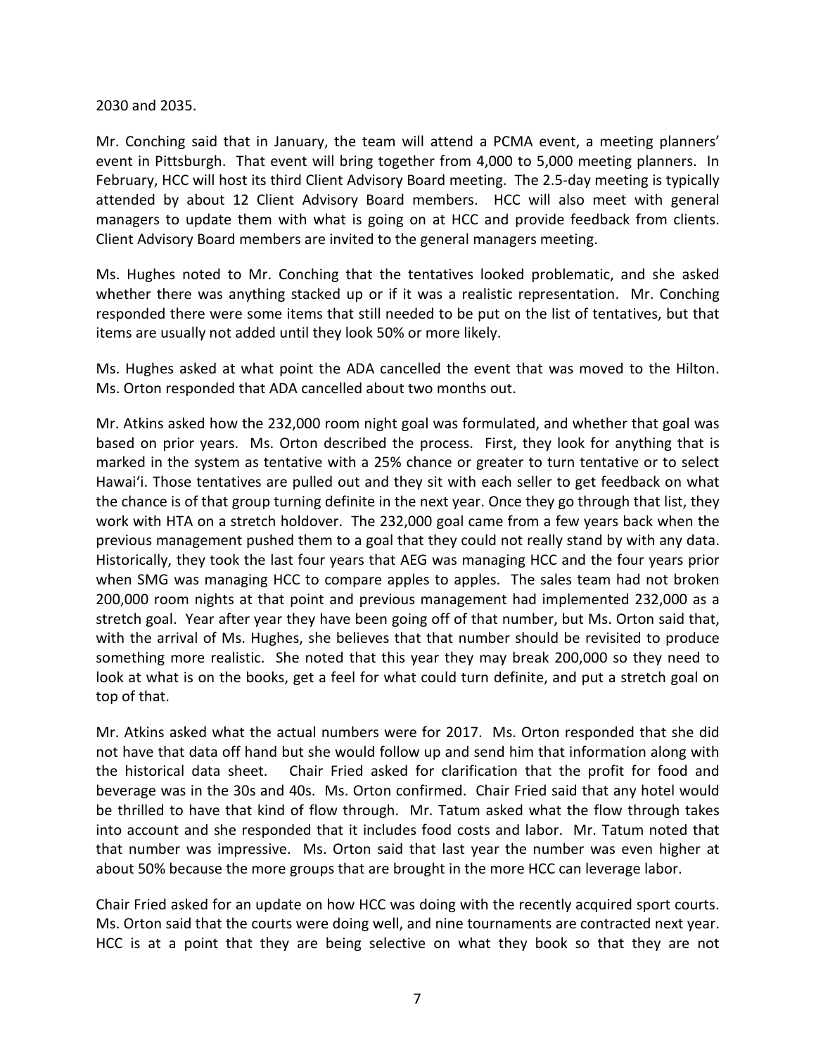2030 and 2035.

Mr. Conching said that in January, the team will attend a PCMA event, a meeting planners' event in Pittsburgh. That event will bring together from 4,000 to 5,000 meeting planners. In February, HCC will host its third Client Advisory Board meeting. The 2.5-day meeting is typically attended by about 12 Client Advisory Board members. HCC will also meet with general managers to update them with what is going on at HCC and provide feedback from clients. Client Advisory Board members are invited to the general managers meeting.

Ms. Hughes noted to Mr. Conching that the tentatives looked problematic, and she asked whether there was anything stacked up or if it was a realistic representation. Mr. Conching responded there were some items that still needed to be put on the list of tentatives, but that items are usually not added until they look 50% or more likely.

Ms. Hughes asked at what point the ADA cancelled the event that was moved to the Hilton. Ms. Orton responded that ADA cancelled about two months out.

Mr. Atkins asked how the 232,000 room night goal was formulated, and whether that goal was based on prior years. Ms. Orton described the process. First, they look for anything that is marked in the system as tentative with a 25% chance or greater to turn tentative or to select Hawai'i. Those tentatives are pulled out and they sit with each seller to get feedback on what the chance is of that group turning definite in the next year. Once they go through that list, they work with HTA on a stretch holdover. The 232,000 goal came from a few years back when the previous management pushed them to a goal that they could not really stand by with any data. Historically, they took the last four years that AEG was managing HCC and the four years prior when SMG was managing HCC to compare apples to apples. The sales team had not broken 200,000 room nights at that point and previous management had implemented 232,000 as a stretch goal. Year after year they have been going off of that number, but Ms. Orton said that, with the arrival of Ms. Hughes, she believes that that number should be revisited to produce something more realistic. She noted that this year they may break 200,000 so they need to look at what is on the books, get a feel for what could turn definite, and put a stretch goal on top of that.

Mr. Atkins asked what the actual numbers were for 2017. Ms. Orton responded that she did not have that data off hand but she would follow up and send him that information along with the historical data sheet. Chair Fried asked for clarification that the profit for food and beverage was in the 30s and 40s. Ms. Orton confirmed. Chair Fried said that any hotel would be thrilled to have that kind of flow through. Mr. Tatum asked what the flow through takes into account and she responded that it includes food costs and labor. Mr. Tatum noted that that number was impressive. Ms. Orton said that last year the number was even higher at about 50% because the more groups that are brought in the more HCC can leverage labor.

Chair Fried asked for an update on how HCC was doing with the recently acquired sport courts. Ms. Orton said that the courts were doing well, and nine tournaments are contracted next year. HCC is at a point that they are being selective on what they book so that they are not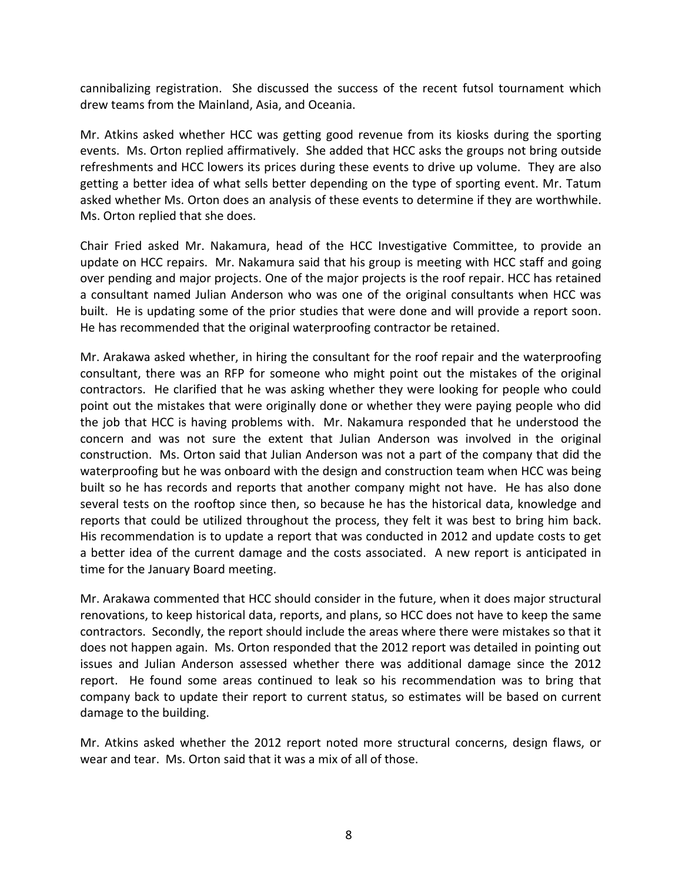cannibalizing registration. She discussed the success of the recent futsol tournament which drew teams from the Mainland, Asia, and Oceania.

Mr. Atkins asked whether HCC was getting good revenue from its kiosks during the sporting events. Ms. Orton replied affirmatively. She added that HCC asks the groups not bring outside refreshments and HCC lowers its prices during these events to drive up volume. They are also getting a better idea of what sells better depending on the type of sporting event. Mr. Tatum asked whether Ms. Orton does an analysis of these events to determine if they are worthwhile. Ms. Orton replied that she does.

Chair Fried asked Mr. Nakamura, head of the HCC Investigative Committee, to provide an update on HCC repairs. Mr. Nakamura said that his group is meeting with HCC staff and going over pending and major projects. One of the major projects is the roof repair. HCC has retained a consultant named Julian Anderson who was one of the original consultants when HCC was built. He is updating some of the prior studies that were done and will provide a report soon. He has recommended that the original waterproofing contractor be retained.

Mr. Arakawa asked whether, in hiring the consultant for the roof repair and the waterproofing consultant, there was an RFP for someone who might point out the mistakes of the original contractors. He clarified that he was asking whether they were looking for people who could point out the mistakes that were originally done or whether they were paying people who did the job that HCC is having problems with. Mr. Nakamura responded that he understood the concern and was not sure the extent that Julian Anderson was involved in the original construction. Ms. Orton said that Julian Anderson was not a part of the company that did the waterproofing but he was onboard with the design and construction team when HCC was being built so he has records and reports that another company might not have. He has also done several tests on the rooftop since then, so because he has the historical data, knowledge and reports that could be utilized throughout the process, they felt it was best to bring him back. His recommendation is to update a report that was conducted in 2012 and update costs to get a better idea of the current damage and the costs associated. A new report is anticipated in time for the January Board meeting.

Mr. Arakawa commented that HCC should consider in the future, when it does major structural renovations, to keep historical data, reports, and plans, so HCC does not have to keep the same contractors. Secondly, the report should include the areas where there were mistakes so that it does not happen again. Ms. Orton responded that the 2012 report was detailed in pointing out issues and Julian Anderson assessed whether there was additional damage since the 2012 report. He found some areas continued to leak so his recommendation was to bring that company back to update their report to current status, so estimates will be based on current damage to the building.

Mr. Atkins asked whether the 2012 report noted more structural concerns, design flaws, or wear and tear. Ms. Orton said that it was a mix of all of those.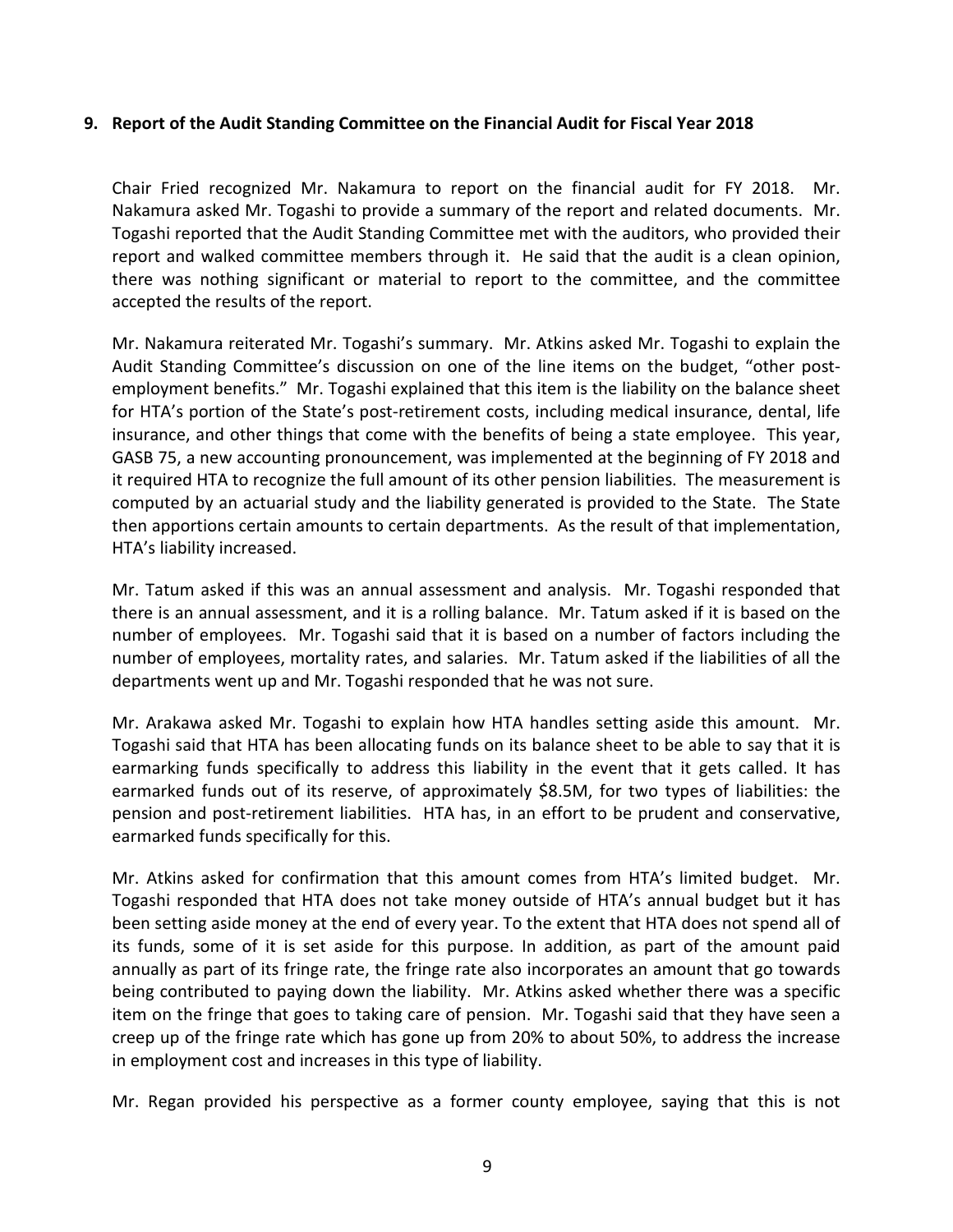**9. Report of the Audit Standing Committee on the Financial Audit for Fiscal Year 2018**

Chair Fried recognized Mr. Nakamura to report on the financial audit for FY 2018. Mr. Nakamura asked Mr. Togashi to provide a summary of the report and related documents. Mr. Togashi reported that the Audit Standing Committee met with the auditors, who provided their report and walked committee members through it. He said that the audit is a clean opinion, there was nothing significant or material to report to the committee, and the committee accepted the results of the report.

Mr. Nakamura reiterated Mr. Togashi's summary. Mr. Atkins asked Mr. Togashi to explain the Audit Standing Committee's discussion on one of the line items on the budget, "other post-employment benefits." Mr. Togashi explained that this item is the liability on the balance sheet for HTA's portion of the State's post-retirement costs, including medical insurance, dental, life insurance, and other things that come with the benefits of being a state employee. This year, GASB 75, a new accounting pronouncement, was implemented at the beginning of FY 2018 and it required HTA to recognize the full amount of its other pension liabilities. The measurement is computed by an actuarial study and the liability generated is provided to the State. The State then apportions certain amounts to certain departments. As the result of that implementation, HTA's liability increased.

Mr. Tatum asked if this was an annual assessment and analysis. Mr. Togashi responded that there is an annual assessment, and it is a rolling balance. Mr. Tatum asked if it is based on the number of employees. Mr. Togashi said that it is based on a number of factors including the number of employees, mortality rates, and salaries. Mr. Tatum asked if the liabilities of all the departments went up and Mr. Togashi responded that he was not sure.

Mr. Arakawa asked Mr. Togashi to explain how HTA handles setting aside this amount. Mr. Togashi said that HTA has been allocating funds on its balance sheet to be able to say that it is earmarking funds specifically to address this liability in the event that it gets called. It has earmarked funds out of its reserve, of approximately $8.5M, for two types of liabilities: the pension and post-retirement liabilities. HTA has, in an effort to be prudent and conservative, earmarked funds specifically for this.

Mr. Atkins asked for confirmation that this amount comes from HTA's limited budget. Mr. Togashi responded that HTA does not take money outside of HTA's annual budget but it has been setting aside money at the end of every year. To the extent that HTA does not spend all of its funds, some of it is set aside for this purpose. In addition, as part of the amount paid annually as part of its fringe rate, the fringe rate also incorporates an amount that go towards being contributed to paying down the liability. Mr. Atkins asked whether there was a specific item on the fringe that goes to taking care of pension. Mr. Togashi said that they have seen a creep up of the fringe rate which has gone up from 20% to about 50%, to address the increase in employment cost and increases in this type of liability.

Mr. Regan provided his perspective as a former county employee, saying that this is not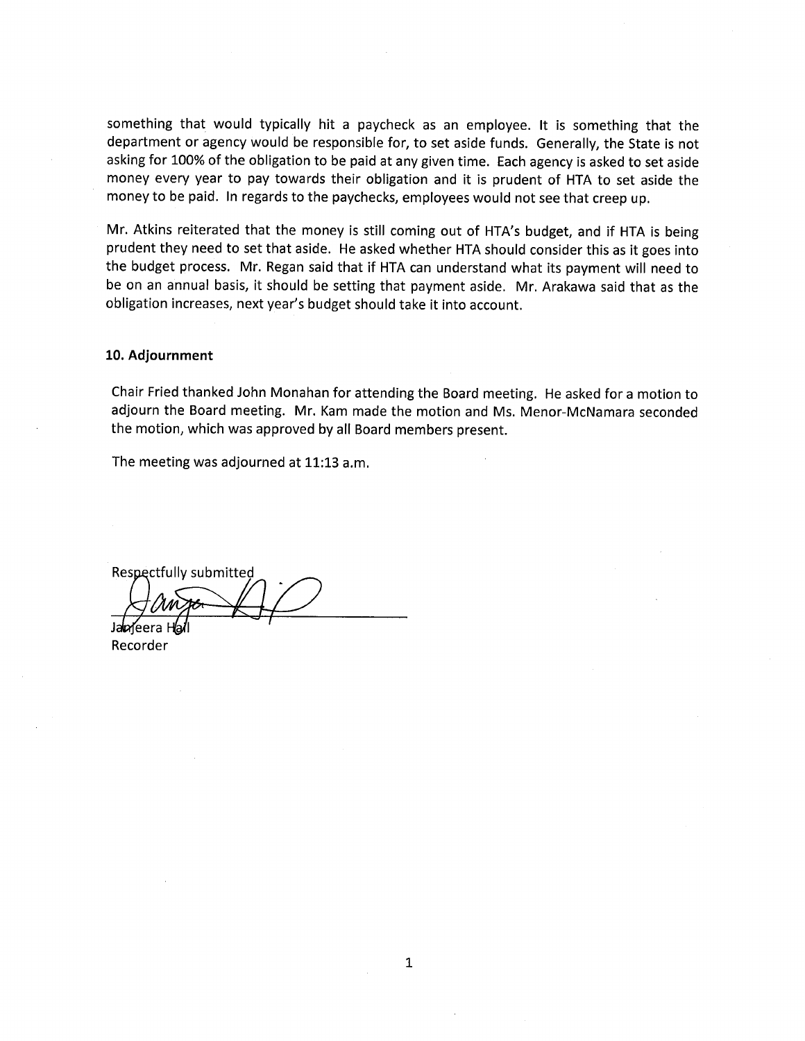something that would typically hit a paycheck as an employee. It is something that the department or agency would be responsible for, to set aside funds. Generally, the State is not asking for 100% of the obligation to be paid at any given time. Each agency is asked to set aside money every year to pay towards their obligation and it is prudent of HTA to set aside the money to be paid. In regards to the paychecks, employees would not see that creep up.

Mr. Atkins reiterated that the money is still coming out of HTA's budget, and if HTA is being prudent they need to set that aside. He asked whether HTA should consider this as it goes into the budget process. Mr. Regan said that if HTA can understand what its payment will need to be on an annual basis, it should be setting that payment aside. Mr. Arakawa said that as the obligation increases, next year's budget should take it into account.

**10. Adjournment**

Chair Fried thanked John Monahan for attending the Board meeting. He asked for a motion to adjourn the Board meeting. Mr. Kam made the motion and Ms. Menor-McNamara seconded the motion, which was approved by all Board members present.

The meeting was adjourned at 11:13 a.m.

Respectfully submitted

Janjeera Hail
Recorder